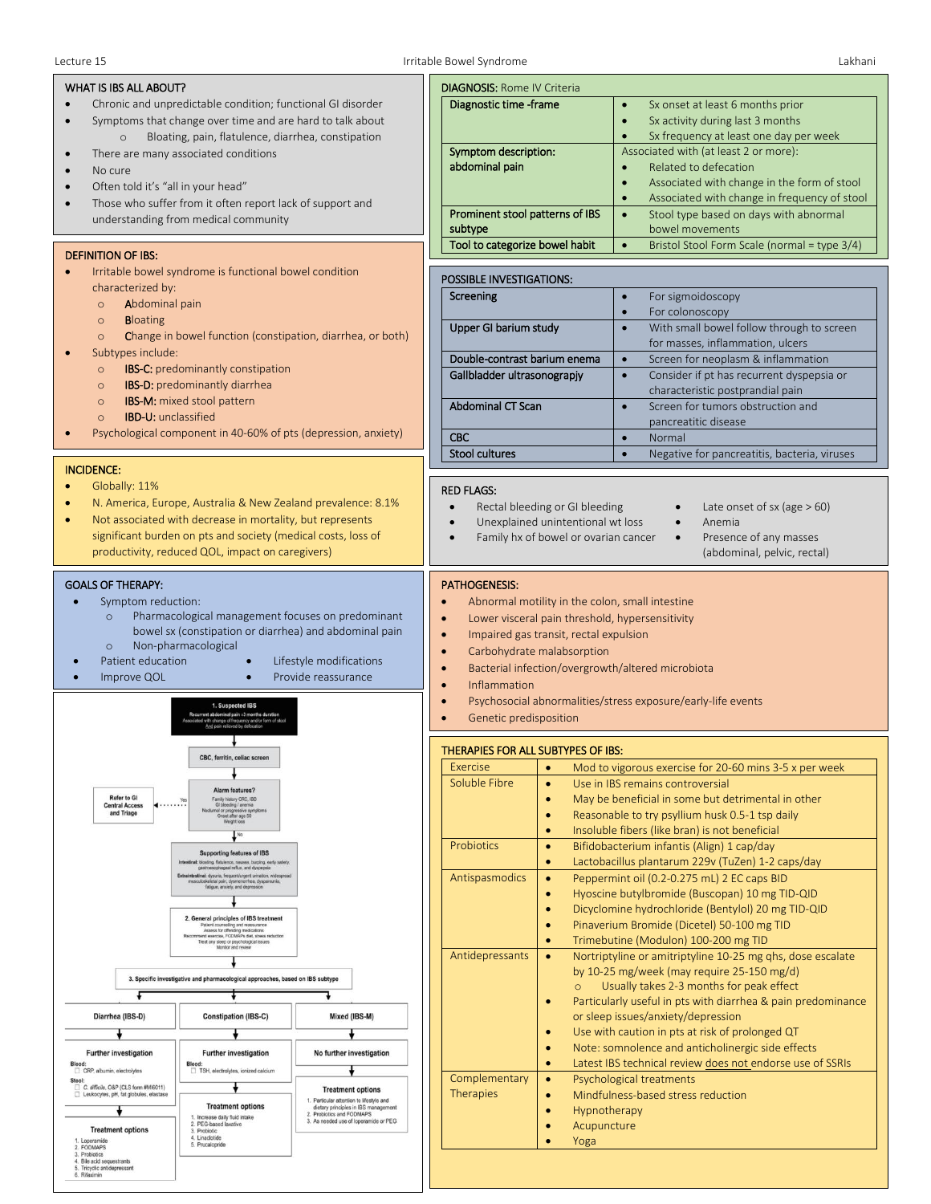## WHAT IS IBS ALL ABOUT?

- Chronic and unpredictable condition; functional GI disorder
- Symptoms that change over time and are hard to talk about
  - Bloating, pain, flatulence, diarrhea, constipation
- There are many associated conditions
- No cure
- Often told it's "all in your head"
- Those who suffer from it often report lack of support and understanding from medical community

## DEFINITION OF IBS:

- Irritable bowel syndrome is functional bowel condition characterized by:
  - Abdominal pain
  - Bloating
  - Change in bowel function (constipation, diarrhea, or both)
- Subtypes include:
  - **IBS-C:** predominantly constipation
  - **IBS-D:** predominantly diarrhea
  - **IBS-M:** mixed stool pattern
  - **IBD-U:** unclassified
- Psychological component in 40-60% of pts (depression, anxiety)

## INCIDENCE:

- Globally: 11%
- N. America, Europe, Australia & New Zealand prevalence: 8.1%
- Not associated with decrease in mortality, but represents significant burden on pts and society (medical costs, loss of productivity, reduced QOL, impact on caregivers)

## GOALS OF THERAPY:

- Symptom reduction:
  - Pharmacological management focuses on predominant bowel sx (constipation or diarrhea) and abdominal pain
  - Non-pharmacological
- Patient education
- Lifestyle modifications
- Improve QOL
- Provide reassurance

**1. Suspected IBS**
Recurrent abdominal pain ≥3 months duration
Associated with change of frequency and/or form of stool
And pain relieved by defecation

↓

**CBC, ferritin, celiac screen**

↓

**Alarm features?**
Family history CRC, IBD
GI bleeding / anemia
Nocturnal or progressive symptoms
Onset after age 50
Weight loss

→ Yes: **Refer to GI Central Access and Triage**

↓ No

**Supporting features of IBS**
Intestinal: bloating, flatulence, nausea, burping, early satiety, gastroesophageal reflux, and dyspepsia
Extraintestinal: dysuria, frequency/urgent urination, widespread musculoskeletal pain, dysmenorrhea, dyspareunia, fatigue, anxiety and depression

↓

**2. General principles of IBS treatment**
Patient counselling and reassurance
Assess for offending medications
Recommend exercise, FODMAPs diet, stress reduction
Treat any sleep or psychological issues
Monitor and review

↓

**3. Specific investigative and pharmacological approaches, based on IBS subtype**

**Diarrhea (IBS-D)**
- Further investigation
  - Blood: ☐ CRP, albumin, electrolytes
  - Stool: ☐ C. difficile, O&P (CLS form #M6011) ☐ Leukocytes, pH, fat globules, elastase
- Treatment options
  1. Loperamide
  2. FODMAPS
  3. Probiotics
  4. Bile acid sequestrants
  5. Tricyclic antidepressant
  6. Rifaximin

**Constipation (IBS-C)**
- Further investigation
  - Blood: ☐ TSH, electrolytes, ionized calcium
- Treatment options
  1. Increase daily fluid intake
  2. PEG-based laxative
  3. Probiotic
  4. Linaclotide
  5. Prucalopride

**Mixed (IBS-M)**
- No further investigation
- Treatment options
  1. Particular attention to lifestyle and dietary principles in IBS management
  2. Probiotics and FODMAPS
  3. As needed use of loperamide or PEG

## DIAGNOSIS: Rome IV Criteria

| | |
|---|---|
| Diagnostic time -frame | • Sx onset at least 6 months prior<br>• Sx activity during last 3 months<br>• Sx frequency at least one day per week |
| Symptom description: abdominal pain | Associated with (at least 2 or more):<br>• Related to defecation<br>• Associated with change in the form of stool<br>• Associated with change in frequency of stool |
| Prominent stool patterns of IBS subtype | • Stool type based on days with abnormal bowel movements |
| Tool to categorize bowel habit | • Bristol Stool Form Scale (normal = type 3/4) |

## POSSIBLE INVESTIGATIONS:

| | |
|---|---|
| Screening | • For sigmoidoscopy<br>• For colonoscopy |
| Upper GI barium study | • With small bowel follow through to screen for masses, inflammation, ulcers |
| Double-contrast barium enema | • Screen for neoplasm & inflammation |
| Gallbladder ultrasonograpjy | • Consider if pt has recurrent dyspepsia or characteristic postprandial pain |
| Abdominal CT Scan | • Screen for tumors obstruction and pancreatitic disease |
| CBC | • Normal |
| Stool cultures | • Negative for pancreatitis, bacteria, viruses |

## RED FLAGS:

- Rectal bleeding or GI bleeding
- Unexplained unintentional wt loss
- Family hx of bowel or ovarian cancer
- Late onset of sx (age > 60)
- Anemia
- Presence of any masses (abdominal, pelvic, rectal)

## PATHOGENESIS:

- Abnormal motility in the colon, small intestine
- Lower visceral pain threshold, hypersensitivity
- Impaired gas transit, rectal expulsion
- Carbohydrate malabsorption
- Bacterial infection/overgrowth/altered microbiota
- Inflammation
- Psychosocial abnormalities/stress exposure/early-life events
- Genetic predisposition

## THERAPIES FOR ALL SUBTYPES OF IBS:

| | |
|---|---|
| Exercise | • Mod to vigorous exercise for 20-60 mins 3-5 x per week |
| Soluble Fibre | • Use in IBS remains controversial<br>• May be beneficial in some but detrimental in other<br>• Reasonable to try psyllium husk 0.5-1 tsp daily<br>• Insoluble fibers (like bran) is not beneficial |
| Probiotics | • Bifidobacterium infantis (Align) 1 cap/day<br>• Lactobacillus plantarum 229v (TuZen) 1-2 caps/day |
| Antispasmodics | • Peppermint oil (0.2-0.275 mL) 2 EC caps BID<br>• Hyoscine butylbromide (Buscopan) 10 mg TID-QID<br>• Dicyclomine hydrochloride (Bentylol) 20 mg TID-QID<br>• Pinaverium Bromide (Dicetel) 50-100 mg TID<br>• Trimebutine (Modulon) 100-200 mg TID |
| Antidepressants | • Nortriptyline or amitriptyline 10-25 mg qhs, dose escalate by 10-25 mg/week (may require 25-150 mg/d)<br>&nbsp;&nbsp;○ Usually takes 2-3 months for peak effect<br>• Particularly useful in pts with diarrhea & pain predominance or sleep issues/anxiety/depression<br>• Use with caution in pts at risk of prolonged QT<br>• Note: somnolence and anticholinergic side effects<br>• Latest IBS technical review <u>does not</u> endorse use of SSRIs |
| Complementary Therapies | • Psychological treatments<br>• Mindfulness-based stress reduction<br>• Hypnotherapy<br>• Acupuncture<br>• Yoga |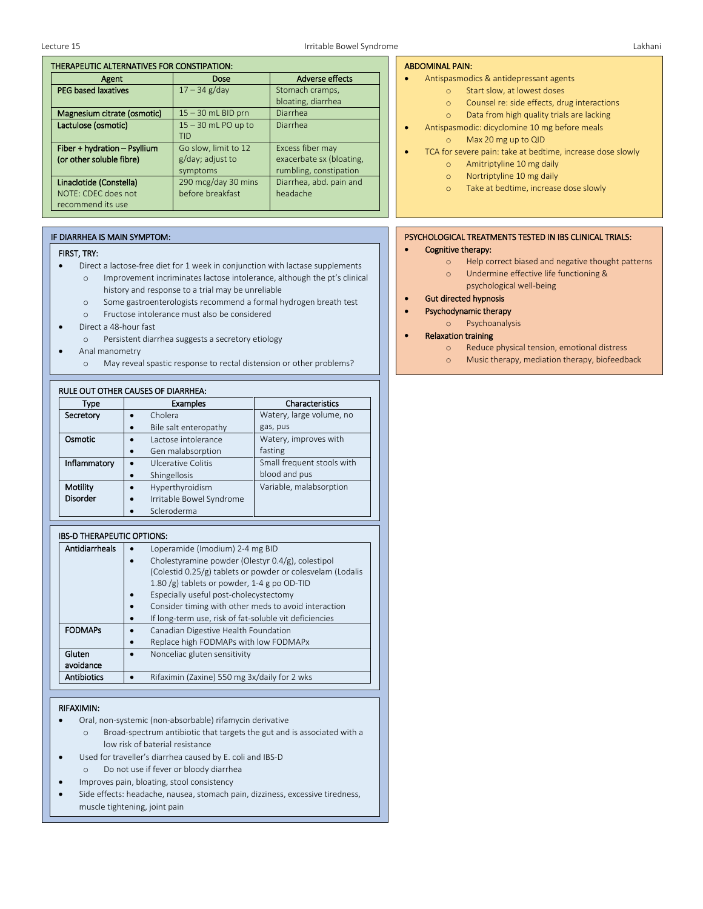## THERAPEUTIC ALTERNATIVES FOR CONSTIPATION:

| Agent | Dose | Adverse effects |
|---|---|---|
| **PEG based laxatives** | 17 – 34 g/day | Stomach cramps, bloating, diarrhea |
| **Magnesium citrate (osmotic)** | 15 – 30 mL BID prn | Diarrhea |
| **Lactulose (osmotic)** | 15 – 30 mL PO up to TID | Diarrhea |
| **Fiber + hydration – Psyllium (or other soluble fibre)** | Go slow, limit to 12 g/day; adjust to symptoms | Excess fiber may exacerbate sx (bloating, rumbling, constipation |
| **Linaclotide (Constella)** NOTE: CDEC does not recommend its use | 290 mcg/day 30 mins before breakfast | Diarrhea, abd. pain and headache |

## IF DIARRHEA IS MAIN SYMPTOM:

### FIRST, TRY:

- Direct a lactose-free diet for 1 week in conjunction with lactase supplements
  - Improvement incriminates lactose intolerance, although the pt's clinical history and response to a trial may be unreliable
  - Some gastroenterologists recommend a formal hydrogen breath test
  - Fructose intolerance must also be considered
- Direct a 48-hour fast
  - Persistent diarrhea suggests a secretory etiology
- Anal manometry
  - May reveal spastic response to rectal distension or other problems?

### RULE OUT OTHER CAUSES OF DIARRHEA:

| Type | Examples | Characteristics |
|---|---|---|
| **Secretory** | • Cholera<br>• Bile salt enteropathy | Watery, large volume, no gas, pus |
| **Osmotic** | • Lactose intolerance<br>• Gen malabsorption | Watery, improves with fasting |
| **Inflammatory** | • Ulcerative Colitis<br>• Shingellosis | Small frequent stools with blood and pus |
| **Motility Disorder** | • Hyperthyroidism<br>• Irritable Bowel Syndrome<br>• Scleroderma | Variable, malabsorption |

### IBS-D THERAPEUTIC OPTIONS:

| | |
|---|---|
| **Antidiarrheals** | • Loperamide (Imodium) 2-4 mg BID<br>• Cholestyramine powder (Olestyr 0.4/g), colestipol (Colestid 0.25/g) tablets or powder or colesvelam (Lodalis 1.80 /g) tablets or powder, 1-4 g po OD-TID<br>• Especially useful post-cholecystectomy<br>• Consider timing with other meds to avoid interaction<br>• If long-term use, risk of fat-soluble vit deficiencies |
| **FODMAPs** | • Canadian Digestive Health Foundation<br>• Replace high FODMAPs with low FODMAPx |
| **Gluten avoidance** | • Nonceliac gluten sensitivity |
| **Antibiotics** | • Rifaximin (Zaxine) 550 mg 3x/daily for 2 wks |

### RIFAXIMIN:

- Oral, non-systemic (non-absorbable) rifamycin derivative
  - Broad-spectrum antibiotic that targets the gut and is associated with a low risk of baterial resistance
- Used for traveller's diarrhea caused by E. coli and IBS-D
  - Do not use if fever or bloody diarrhea
- Improves pain, bloating, stool consistency
- Side effects: headache, nausea, stomach pain, dizziness, excessive tiredness, muscle tightening, joint pain

## ABDOMINAL PAIN:

- Antispasmodics & antidepressant agents
  - Start slow, at lowest doses
  - Counsel re: side effects, drug interactions
  - Data from high quality trials are lacking
- Antispasmodic: dicyclomine 10 mg before meals
  - Max 20 mg up to QID
- TCA for severe pain: take at bedtime, increase dose slowly
  - Amitriptyline 10 mg daily
  - Nortriptyline 10 mg daily
  - Take at bedtime, increase dose slowly

## PSYCHOLOGICAL TREATMENTS TESTED IN IBS CLINICAL TRIALS:

- **Cognitive therapy:**
  - Help correct biased and negative thought patterns
  - Undermine effective life functioning & psychological well-being
- **Gut directed hypnosis**
- **Psychodynamic therapy**
  - Psychoanalysis
- **Relaxation training**
  - Reduce physical tension, emotional distress
  - Music therapy, mediation therapy, biofeedback